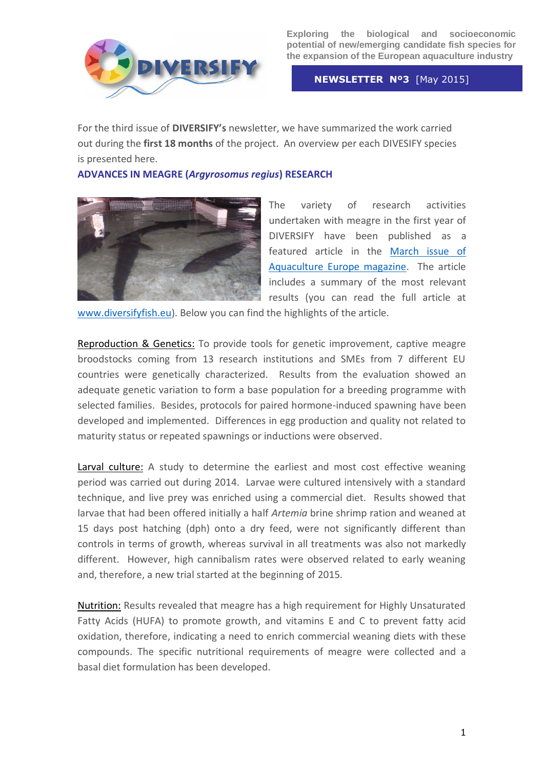Exploring the biological and socioeconomic potential of new/emerging candidate fish species for the expansion of the European aquaculture industry

**NEWSLETTER Nº3** [May 2015]

For the third issue of **DIVERSIFY's** newsletter, we have summarized the work carried out during the **first 18 months** of the project. An overview per each DIVESIFY species is presented here.

## ADVANCES IN MEAGRE (*Argyrosomus regius*) RESEARCH

The variety of research activities undertaken with meagre in the first year of DIVERSIFY have been published as a featured article in the March issue of Aquaculture Europe magazine. The article includes a summary of the most relevant results (you can read the full article at www.diversifyfish.eu). Below you can find the highlights of the article.

Reproduction & Genetics: To provide tools for genetic improvement, captive meagre broodstocks coming from 13 research institutions and SMEs from 7 different EU countries were genetically characterized. Results from the evaluation showed an adequate genetic variation to form a base population for a breeding programme with selected families. Besides, protocols for paired hormone-induced spawning have been developed and implemented. Differences in egg production and quality not related to maturity status or repeated spawnings or inductions were observed.

Larval culture: A study to determine the earliest and most cost effective weaning period was carried out during 2014. Larvae were cultured intensively with a standard technique, and live prey was enriched using a commercial diet. Results showed that larvae that had been offered initially a half *Artemia* brine shrimp ration and weaned at 15 days post hatching (dph) onto a dry feed, were not significantly different than controls in terms of growth, whereas survival in all treatments was also not markedly different. However, high cannibalism rates were observed related to early weaning and, therefore, a new trial started at the beginning of 2015.

Nutrition: Results revealed that meagre has a high requirement for Highly Unsaturated Fatty Acids (HUFA) to promote growth, and vitamins E and C to prevent fatty acid oxidation, therefore, indicating a need to enrich commercial weaning diets with these compounds. The specific nutritional requirements of meagre were collected and a basal diet formulation has been developed.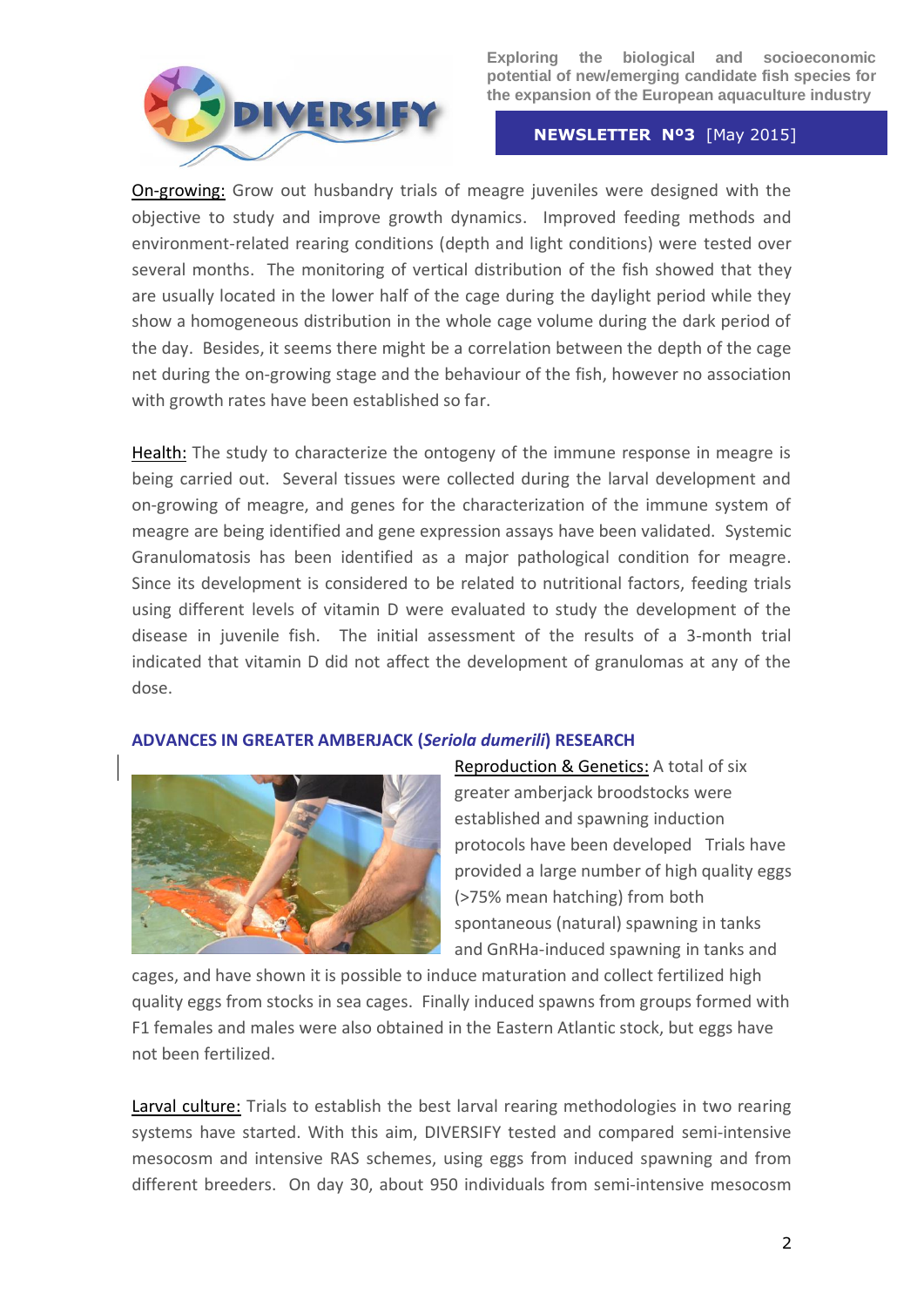On-growing: Grow out husbandry trials of meagre juveniles were designed with the objective to study and improve growth dynamics. Improved feeding methods and environment-related rearing conditions (depth and light conditions) were tested over several months. The monitoring of vertical distribution of the fish showed that they are usually located in the lower half of the cage during the daylight period while they show a homogeneous distribution in the whole cage volume during the dark period of the day. Besides, it seems there might be a correlation between the depth of the cage net during the on-growing stage and the behaviour of the fish, however no association with growth rates have been established so far.

Health: The study to characterize the ontogeny of the immune response in meagre is being carried out. Several tissues were collected during the larval development and on-growing of meagre, and genes for the characterization of the immune system of meagre are being identified and gene expression assays have been validated. Systemic Granulomatosis has been identified as a major pathological condition for meagre. Since its development is considered to be related to nutritional factors, feeding trials using different levels of vitamin D were evaluated to study the development of the disease in juvenile fish. The initial assessment of the results of a 3-month trial indicated that vitamin D did not affect the development of granulomas at any of the dose.

### ADVANCES IN GREATER AMBERJACK (*Seriola dumerili*) RESEARCH

Reproduction & Genetics: A total of six greater amberjack broodstocks were established and spawning induction protocols have been developed Trials have provided a large number of high quality eggs (>75% mean hatching) from both spontaneous (natural) spawning in tanks and GnRHa-induced spawning in tanks and cages, and have shown it is possible to induce maturation and collect fertilized high quality eggs from stocks in sea cages. Finally induced spawns from groups formed with F1 females and males were also obtained in the Eastern Atlantic stock, but eggs have not been fertilized.

Larval culture: Trials to establish the best larval rearing methodologies in two rearing systems have started. With this aim, DIVERSIFY tested and compared semi-intensive mesocosm and intensive RAS schemes, using eggs from induced spawning and from different breeders. On day 30, about 950 individuals from semi-intensive mesocosm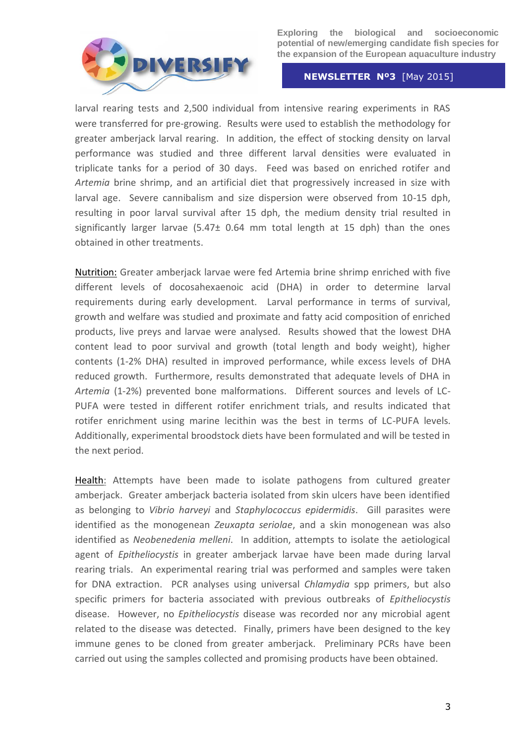larval rearing tests and 2,500 individual from intensive rearing experiments in RAS were transferred for pre-growing. Results were used to establish the methodology for greater amberjack larval rearing. In addition, the effect of stocking density on larval performance was studied and three different larval densities were evaluated in triplicate tanks for a period of 30 days. Feed was based on enriched rotifer and *Artemia* brine shrimp, and an artificial diet that progressively increased in size with larval age. Severe cannibalism and size dispersion were observed from 10-15 dph, resulting in poor larval survival after 15 dph, the medium density trial resulted in significantly larger larvae (5.47± 0.64 mm total length at 15 dph) than the ones obtained in other treatments.

<u>Nutrition:</u> Greater amberjack larvae were fed Artemia brine shrimp enriched with five different levels of docosahexaenoic acid (DHA) in order to determine larval requirements during early development. Larval performance in terms of survival, growth and welfare was studied and proximate and fatty acid composition of enriched products, live preys and larvae were analysed. Results showed that the lowest DHA content lead to poor survival and growth (total length and body weight), higher contents (1-2% DHA) resulted in improved performance, while excess levels of DHA reduced growth. Furthermore, results demonstrated that adequate levels of DHA in *Artemia* (1-2%) prevented bone malformations. Different sources and levels of LC-PUFA were tested in different rotifer enrichment trials, and results indicated that rotifer enrichment using marine lecithin was the best in terms of LC-PUFA levels. Additionally, experimental broodstock diets have been formulated and will be tested in the next period.

<u>Health</u>: Attempts have been made to isolate pathogens from cultured greater amberjack. Greater amberjack bacteria isolated from skin ulcers have been identified as belonging to *Vibrio harveyi* and *Staphylococcus epidermidis*. Gill parasites were identified as the monogenean *Zeuxapta seriolae*, and a skin monogenean was also identified as *Neobenedenia melleni*. In addition, attempts to isolate the aetiological agent of *Epitheliocystis* in greater amberjack larvae have been made during larval rearing trials. An experimental rearing trial was performed and samples were taken for DNA extraction. PCR analyses using universal *Chlamydia* spp primers, but also specific primers for bacteria associated with previous outbreaks of *Epitheliocystis* disease. However, no *Epitheliocystis* disease was recorded nor any microbial agent related to the disease was detected. Finally, primers have been designed to the key immune genes to be cloned from greater amberjack. Preliminary PCRs have been carried out using the samples collected and promising products have been obtained.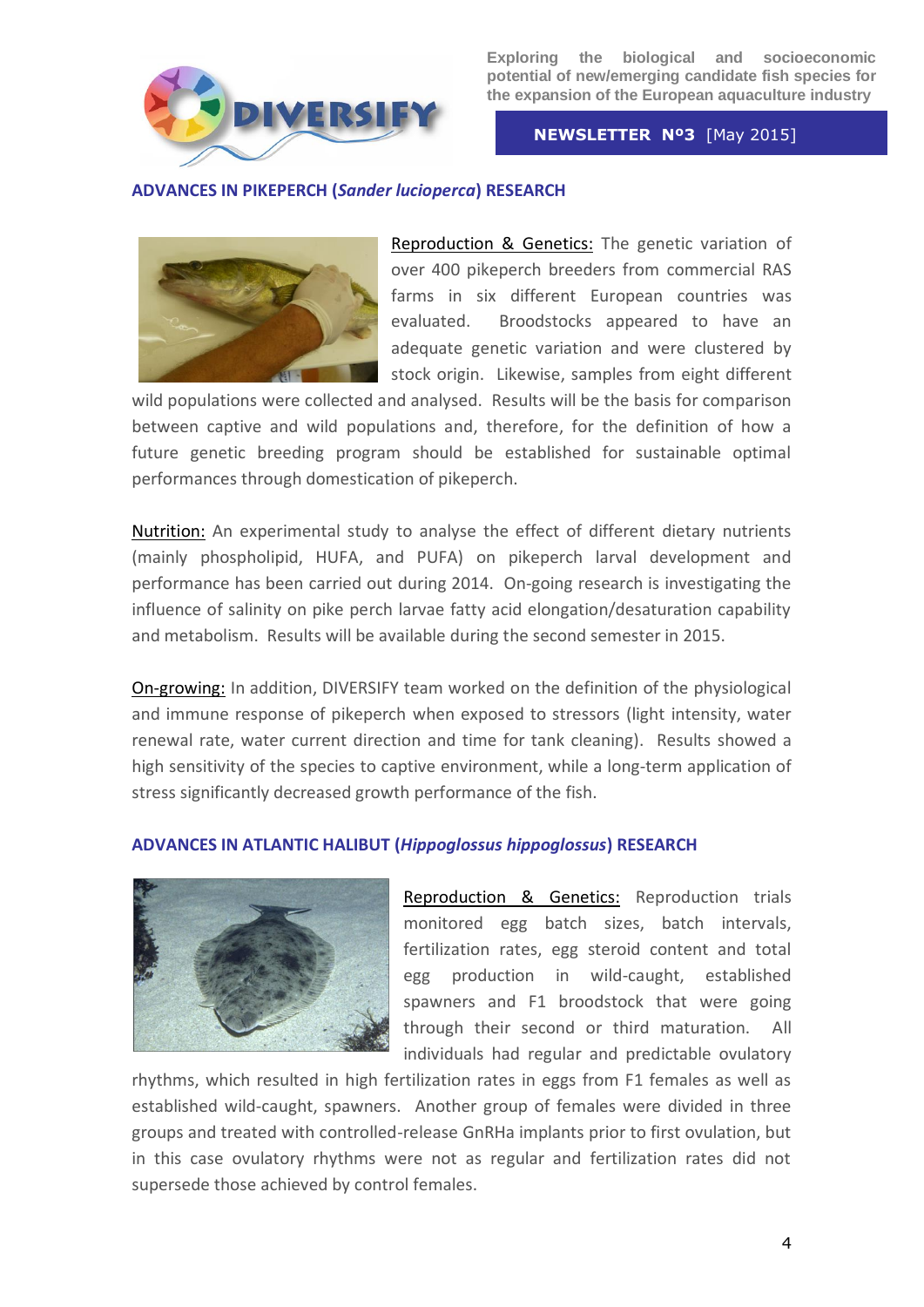## ADVANCES IN PIKEPERCH (*Sander lucioperca*) RESEARCH

Reproduction & Genetics: The genetic variation of over 400 pikeperch breeders from commercial RAS farms in six different European countries was evaluated. Broodstocks appeared to have an adequate genetic variation and were clustered by stock origin. Likewise, samples from eight different wild populations were collected and analysed. Results will be the basis for comparison between captive and wild populations and, therefore, for the definition of how a future genetic breeding program should be established for sustainable optimal performances through domestication of pikeperch.

Nutrition: An experimental study to analyse the effect of different dietary nutrients (mainly phospholipid, HUFA, and PUFA) on pikeperch larval development and performance has been carried out during 2014. On-going research is investigating the influence of salinity on pike perch larvae fatty acid elongation/desaturation capability and metabolism. Results will be available during the second semester in 2015.

On-growing: In addition, DIVERSIFY team worked on the definition of the physiological and immune response of pikeperch when exposed to stressors (light intensity, water renewal rate, water current direction and time for tank cleaning). Results showed a high sensitivity of the species to captive environment, while a long-term application of stress significantly decreased growth performance of the fish.

## ADVANCES IN ATLANTIC HALIBUT (*Hippoglossus hippoglossus*) RESEARCH

Reproduction & Genetics: Reproduction trials monitored egg batch sizes, batch intervals, fertilization rates, egg steroid content and total egg production in wild-caught, established spawners and F1 broodstock that were going through their second or third maturation. All individuals had regular and predictable ovulatory rhythms, which resulted in high fertilization rates in eggs from F1 females as well as established wild-caught, spawners. Another group of females were divided in three groups and treated with controlled-release GnRHa implants prior to first ovulation, but in this case ovulatory rhythms were not as regular and fertilization rates did not supersede those achieved by control females.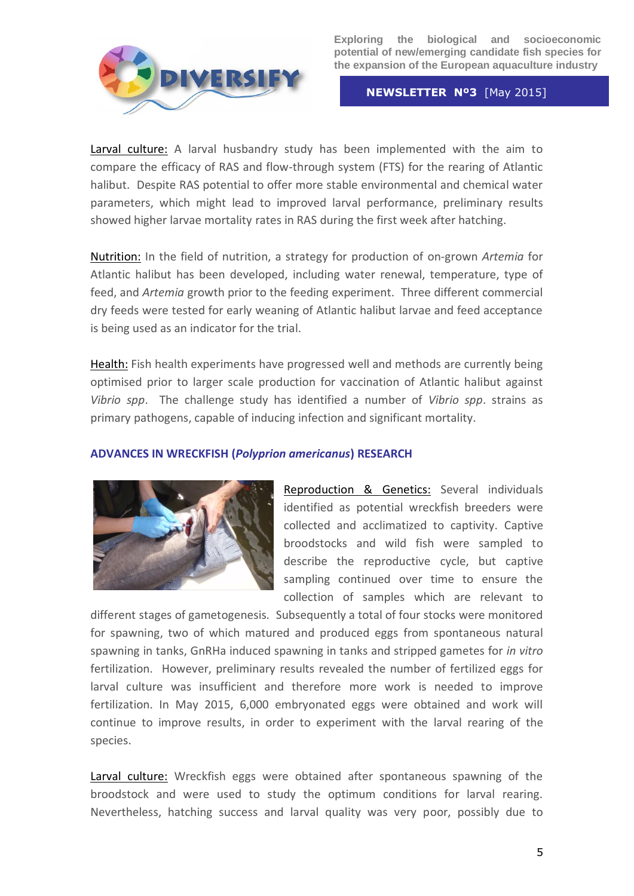Larval culture: A larval husbandry study has been implemented with the aim to compare the efficacy of RAS and flow-through system (FTS) for the rearing of Atlantic halibut. Despite RAS potential to offer more stable environmental and chemical water parameters, which might lead to improved larval performance, preliminary results showed higher larvae mortality rates in RAS during the first week after hatching.

Nutrition: In the field of nutrition, a strategy for production of on-grown *Artemia* for Atlantic halibut has been developed, including water renewal, temperature, type of feed, and *Artemia* growth prior to the feeding experiment. Three different commercial dry feeds were tested for early weaning of Atlantic halibut larvae and feed acceptance is being used as an indicator for the trial.

Health: Fish health experiments have progressed well and methods are currently being optimised prior to larger scale production for vaccination of Atlantic halibut against *Vibrio spp*. The challenge study has identified a number of *Vibrio spp*. strains as primary pathogens, capable of inducing infection and significant mortality.

## ADVANCES IN WRECKFISH (*Polyprion americanus*) RESEARCH

Reproduction & Genetics: Several individuals identified as potential wreckfish breeders were collected and acclimatized to captivity. Captive broodstocks and wild fish were sampled to describe the reproductive cycle, but captive sampling continued over time to ensure the collection of samples which are relevant to different stages of gametogenesis. Subsequently a total of four stocks were monitored for spawning, two of which matured and produced eggs from spontaneous natural spawning in tanks, GnRHa induced spawning in tanks and stripped gametes for *in vitro* fertilization. However, preliminary results revealed the number of fertilized eggs for larval culture was insufficient and therefore more work is needed to improve fertilization. In May 2015, 6,000 embryonated eggs were obtained and work will continue to improve results, in order to experiment with the larval rearing of the species.

Larval culture: Wreckfish eggs were obtained after spontaneous spawning of the broodstock and were used to study the optimum conditions for larval rearing. Nevertheless, hatching success and larval quality was very poor, possibly due to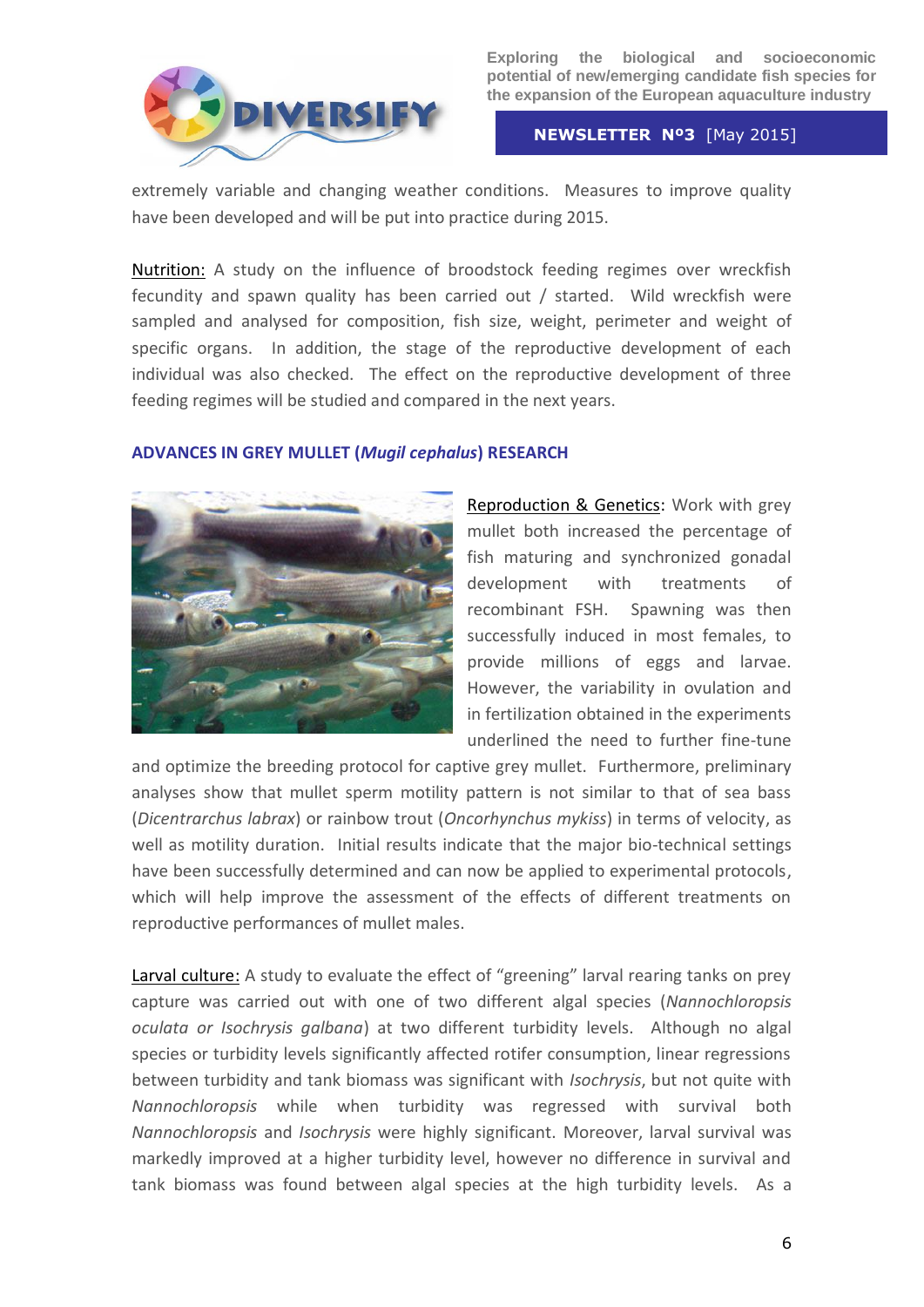extremely variable and changing weather conditions. Measures to improve quality have been developed and will be put into practice during 2015.

Nutrition: A study on the influence of broodstock feeding regimes over wreckfish fecundity and spawn quality has been carried out / started. Wild wreckfish were sampled and analysed for composition, fish size, weight, perimeter and weight of specific organs. In addition, the stage of the reproductive development of each individual was also checked. The effect on the reproductive development of three feeding regimes will be studied and compared in the next years.

### ADVANCES IN GREY MULLET (*Mugil cephalus*) RESEARCH

Reproduction & Genetics: Work with grey mullet both increased the percentage of fish maturing and synchronized gonadal development with treatments of recombinant FSH. Spawning was then successfully induced in most females, to provide millions of eggs and larvae. However, the variability in ovulation and in fertilization obtained in the experiments underlined the need to further fine-tune and optimize the breeding protocol for captive grey mullet. Furthermore, preliminary analyses show that mullet sperm motility pattern is not similar to that of sea bass (*Dicentrarchus labrax*) or rainbow trout (*Oncorhynchus mykiss*) in terms of velocity, as well as motility duration. Initial results indicate that the major bio-technical settings have been successfully determined and can now be applied to experimental protocols, which will help improve the assessment of the effects of different treatments on reproductive performances of mullet males.

Larval culture: A study to evaluate the effect of "greening" larval rearing tanks on prey capture was carried out with one of two different algal species (*Nannochloropsis oculata or Isochrysis galbana*) at two different turbidity levels. Although no algal species or turbidity levels significantly affected rotifer consumption, linear regressions between turbidity and tank biomass was significant with *Isochrysis*, but not quite with *Nannochloropsis* while when turbidity was regressed with survival both *Nannochloropsis* and *Isochrysis* were highly significant. Moreover, larval survival was markedly improved at a higher turbidity level, however no difference in survival and tank biomass was found between algal species at the high turbidity levels. As a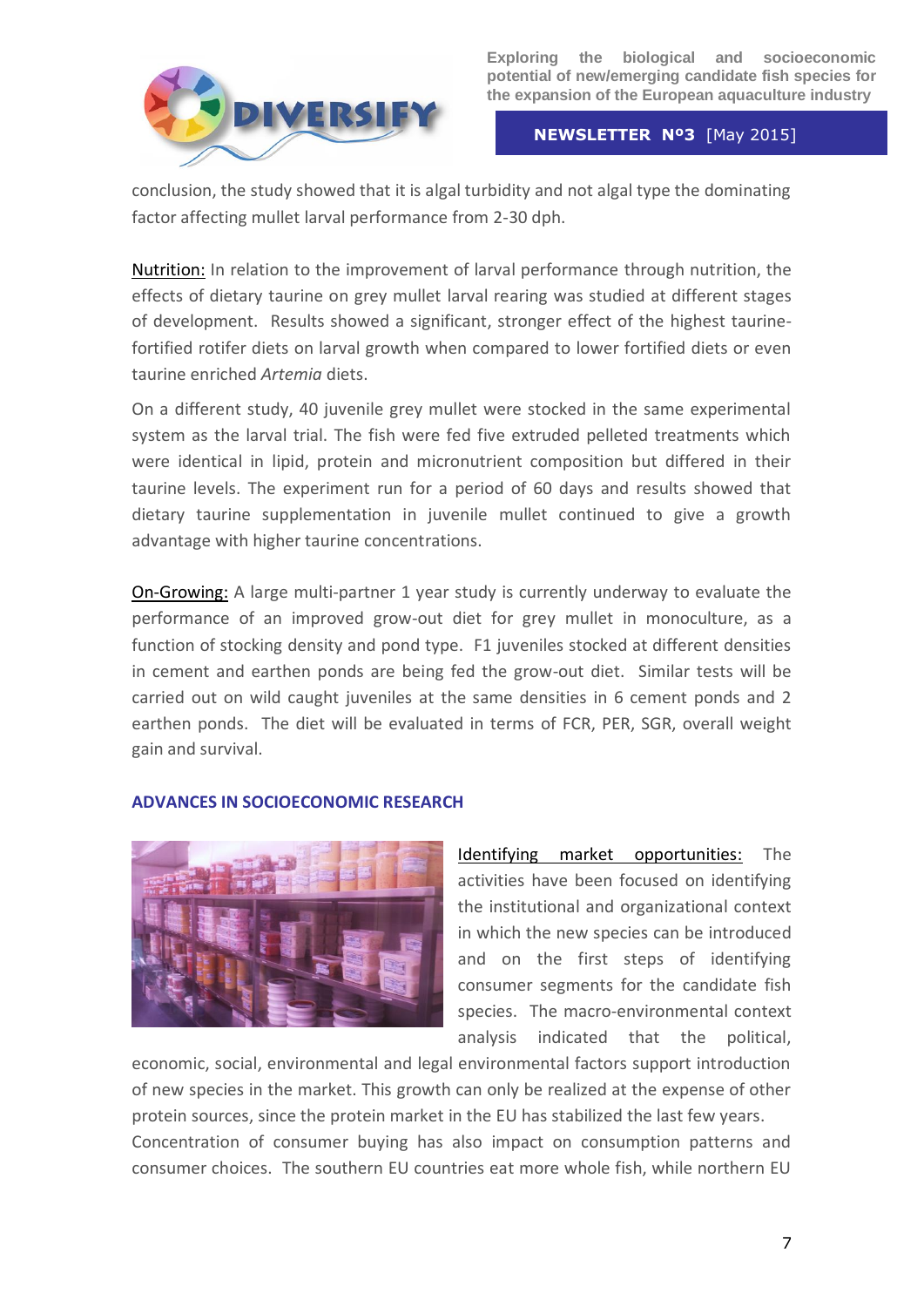conclusion, the study showed that it is algal turbidity and not algal type the dominating factor affecting mullet larval performance from 2-30 dph.

Nutrition: In relation to the improvement of larval performance through nutrition, the effects of dietary taurine on grey mullet larval rearing was studied at different stages of development. Results showed a significant, stronger effect of the highest taurine-fortified rotifer diets on larval growth when compared to lower fortified diets or even taurine enriched *Artemia* diets.

On a different study, 40 juvenile grey mullet were stocked in the same experimental system as the larval trial. The fish were fed five extruded pelleted treatments which were identical in lipid, protein and micronutrient composition but differed in their taurine levels. The experiment run for a period of 60 days and results showed that dietary taurine supplementation in juvenile mullet continued to give a growth advantage with higher taurine concentrations.

On-Growing: A large multi-partner 1 year study is currently underway to evaluate the performance of an improved grow-out diet for grey mullet in monoculture, as a function of stocking density and pond type. F1 juveniles stocked at different densities in cement and earthen ponds are being fed the grow-out diet. Similar tests will be carried out on wild caught juveniles at the same densities in 6 cement ponds and 2 earthen ponds. The diet will be evaluated in terms of FCR, PER, SGR, overall weight gain and survival.

## ADVANCES IN SOCIOECONOMIC RESEARCH

Identifying market opportunities: The activities have been focused on identifying the institutional and organizational context in which the new species can be introduced and on the first steps of identifying consumer segments for the candidate fish species. The macro-environmental context analysis indicated that the political, economic, social, environmental and legal environmental factors support introduction of new species in the market. This growth can only be realized at the expense of other protein sources, since the protein market in the EU has stabilized the last few years.
Concentration of consumer buying has also impact on consumption patterns and consumer choices. The southern EU countries eat more whole fish, while northern EU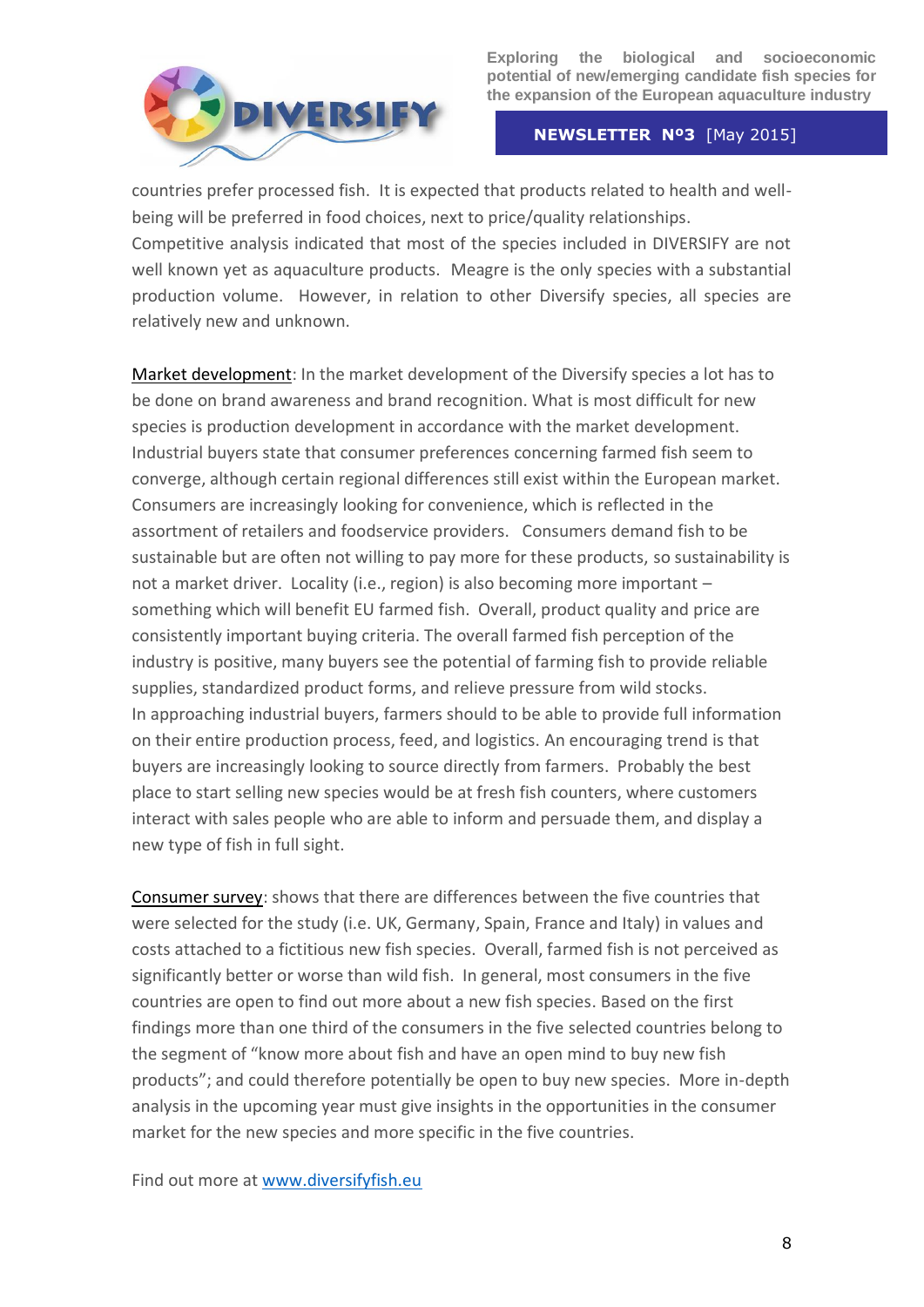countries prefer processed fish. It is expected that products related to health and well-being will be preferred in food choices, next to price/quality relationships.
Competitive analysis indicated that most of the species included in DIVERSIFY are not well known yet as aquaculture products. Meagre is the only species with a substantial production volume. However, in relation to other Diversify species, all species are relatively new and unknown.

Market development: In the market development of the Diversify species a lot has to be done on brand awareness and brand recognition. What is most difficult for new species is production development in accordance with the market development. Industrial buyers state that consumer preferences concerning farmed fish seem to converge, although certain regional differences still exist within the European market. Consumers are increasingly looking for convenience, which is reflected in the assortment of retailers and foodservice providers. Consumers demand fish to be sustainable but are often not willing to pay more for these products, so sustainability is not a market driver. Locality (i.e., region) is also becoming more important – something which will benefit EU farmed fish. Overall, product quality and price are consistently important buying criteria. The overall farmed fish perception of the industry is positive, many buyers see the potential of farming fish to provide reliable supplies, standardized product forms, and relieve pressure from wild stocks.
In approaching industrial buyers, farmers should to be able to provide full information on their entire production process, feed, and logistics. An encouraging trend is that buyers are increasingly looking to source directly from farmers. Probably the best place to start selling new species would be at fresh fish counters, where customers interact with sales people who are able to inform and persuade them, and display a new type of fish in full sight.

Consumer survey: shows that there are differences between the five countries that were selected for the study (i.e. UK, Germany, Spain, France and Italy) in values and costs attached to a fictitious new fish species. Overall, farmed fish is not perceived as significantly better or worse than wild fish. In general, most consumers in the five countries are open to find out more about a new fish species. Based on the first findings more than one third of the consumers in the five selected countries belong to the segment of "know more about fish and have an open mind to buy new fish products"; and could therefore potentially be open to buy new species. More in-depth analysis in the upcoming year must give insights in the opportunities in the consumer market for the new species and more specific in the five countries.

Find out more at www.diversifyfish.eu